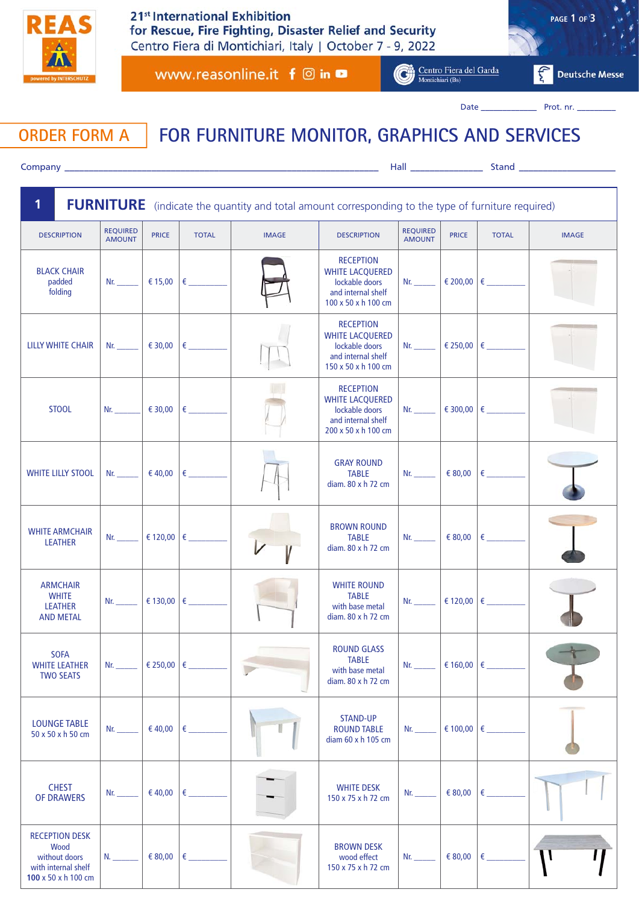**REAS**

powered by INTERSCHUTZ

**21st International Exhibition for Rescue, Fire Fighting, Disaster Relief and Security**
Centro Fiera di Montichiari, Italy | October 7 - 9, 2022

www.reasonline.it

Centro Fiera del Garda Montichiari (Bs) | Deutsche Messe

Date ____________ Prot. nr. _________

# ORDER FORM A — FOR FURNITURE MONITOR, GRAPHICS AND SERVICES

Company ______________________________ Hall ______________ Stand ___________________

## 1 FURNITURE (indicate the quantity and total amount corresponding to the type of furniture required)

| DESCRIPTION | REQUIRED AMOUNT | PRICE | TOTAL | IMAGE | DESCRIPTION | REQUIRED AMOUNT | PRICE | TOTAL | IMAGE |
|---|---|---|---|---|---|---|---|---|---|
| BLACK CHAIR padded folding | Nr. _____ | € 15,00 | € _________ | | RECEPTION WHITE LACQUERED lockable doors and internal shelf 100 x 50 x h 100 cm | Nr. _____ | € 200,00 | € _________ | |
| LILLY WHITE CHAIR | Nr. _____ | € 30,00 | € _________ | | RECEPTION WHITE LACQUERED lockable doors and internal shelf 150 x 50 x h 100 cm | Nr. _____ | € 250,00 | € _________ | |
| STOOL | Nr. _____ | € 30,00 | € _________ | | RECEPTION WHITE LACQUERED lockable doors and internal shelf 200 x 50 x h 100 cm | Nr. _____ | € 300,00 | € _________ | |
| WHITE LILLY STOOL | Nr. _____ | € 40,00 | € _________ | | GRAY ROUND TABLE diam. 80 x h 72 cm | Nr. _____ | € 80,00 | € _________ | |
| WHITE ARMCHAIR LEATHER | Nr. _____ | € 120,00 | € _________ | | BROWN ROUND TABLE diam. 80 x h 72 cm | Nr. _____ | € 80,00 | € _________ | |
| ARMCHAIR WHITE LEATHER AND METAL | Nr. _____ | € 130,00 | € _________ | | WHITE ROUND TABLE with base metal diam. 80 x h 72 cm | Nr. _____ | € 120,00 | € _________ | |
| SOFA WHITE LEATHER TWO SEATS | Nr. _____ | € 250,00 | € _________ | | ROUND GLASS TABLE with base metal diam. 80 x h 72 cm | Nr. _____ | € 160,00 | € _________ | |
| LOUNGE TABLE 50 x 50 x h 50 cm | Nr. _____ | € 40,00 | € _________ | | STAND-UP ROUND TABLE diam 60 x h 105 cm | Nr. _____ | € 100,00 | € _________ | |
| CHEST OF DRAWERS | Nr. _____ | € 40,00 | € _________ | | WHITE DESK 150 x 75 x h 72 cm | Nr. _____ | € 80,00 | € _________ | |
| RECEPTION DESK Wood without doors with internal shelf **100** x 50 x h 100 cm | N. _____ | € 80,00 | € _________ | | BROWN DESK wood effect 150 x 75 x h 72 cm | Nr. _____ | € 80,00 | € _________ | |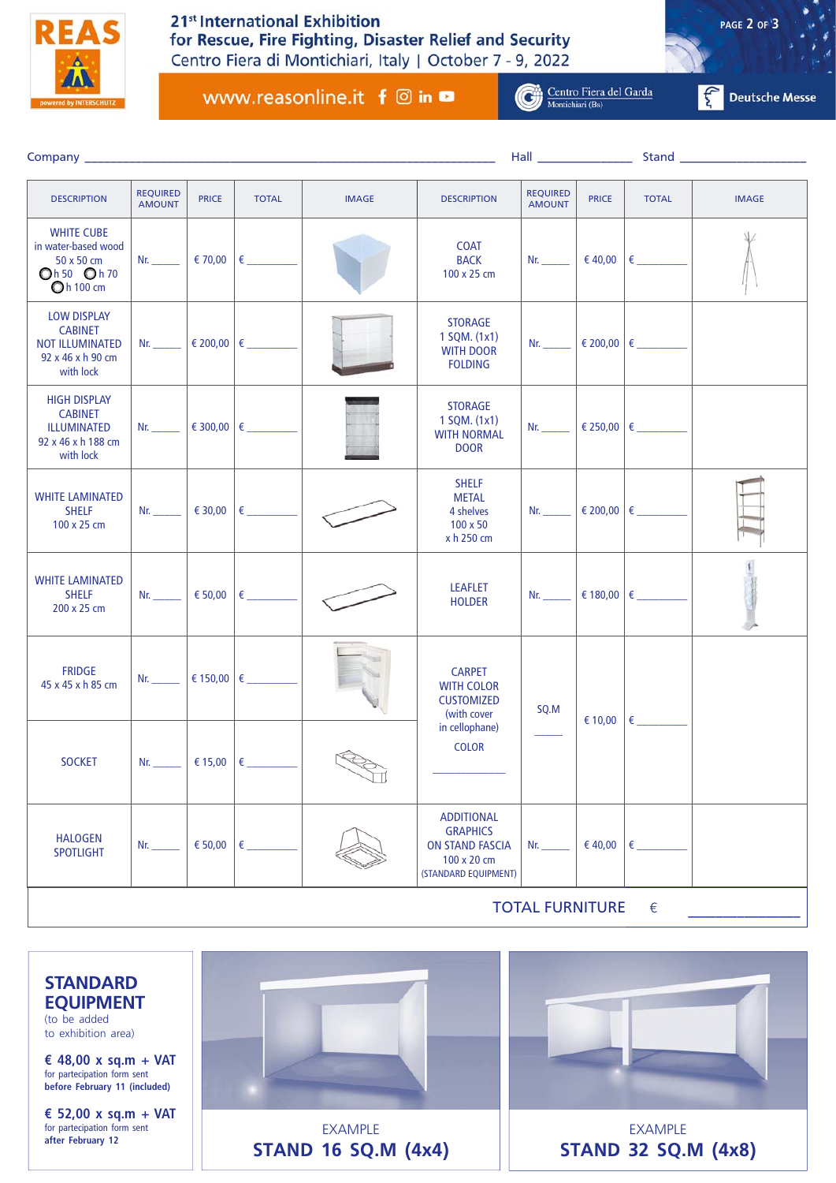Company ______________________________ Hall ______________ Stand ______________

| DESCRIPTION | REQUIRED AMOUNT | PRICE | TOTAL | IMAGE | DESCRIPTION | REQUIRED AMOUNT | PRICE | TOTAL | IMAGE |
|---|---|---|---|---|---|---|---|---|---|
| WHITE CUBE in water-based wood 50 x 50 cm ◯ h 50 ◯ h 70 ◯ h 100 cm | Nr. _____ | € 70,00 | € _________ | | COAT BACK 100 x 25 cm | Nr. _____ | € 40,00 | € _________ | |
| LOW DISPLAY CABINET NOT ILLUMINATED 92 x 46 x h 90 cm with lock | Nr. _____ | € 200,00 | € _________ | | STORAGE 1 SQM. (1x1) WITH DOOR FOLDING | Nr. _____ | € 200,00 | € _________ | |
| HIGH DISPLAY CABINET ILLUMINATED 92 x 46 x h 188 cm with lock | Nr. _____ | € 300,00 | € _________ | | STORAGE 1 SQM. (1x1) WITH NORMAL DOOR | Nr. _____ | € 250,00 | € _________ | |
| WHITE LAMINATED SHELF 100 x 25 cm | Nr. _____ | € 30,00 | € _________ | | SHELF METAL 4 shelves 100 x 50 x h 250 cm | Nr. _____ | € 200,00 | € _________ | |
| WHITE LAMINATED SHELF 200 x 25 cm | Nr. _____ | € 50,00 | € _________ | | LEAFLET HOLDER | Nr. _____ | € 180,00 | € _________ | |
| FRIDGE 45 x 45 x h 85 cm | Nr. _____ | € 150,00 | € _________ | | CARPET WITH COLOR CUSTOMIZED (with cover in cellophane) COLOR ___________ | SQ.M _____ | € 10,00 | € _________ | |
| SOCKET | Nr. _____ | € 15,00 | € _________ | | | | | | |
| HALOGEN SPOTLIGHT | Nr. _____ | € 50,00 | € _________ | | ADDITIONAL GRAPHICS ON STAND FASCIA 100 x 20 cm (STANDARD EQUIPMENT) | Nr. _____ | € 40,00 | € _________ | |

**TOTAL FURNITURE €** _______________

## STANDARD EQUIPMENT

(to be added to exhibition area)

**€ 48,00 x sq.m + VAT**
for partecipation form sent **before February 11 (included)**

**€ 52,00 x sq.m + VAT**
for partecipation form sent **after February 12**

EXAMPLE
**STAND 16 SQ.M (4x4)**

EXAMPLE
**STAND 32 SQ.M (4x8)**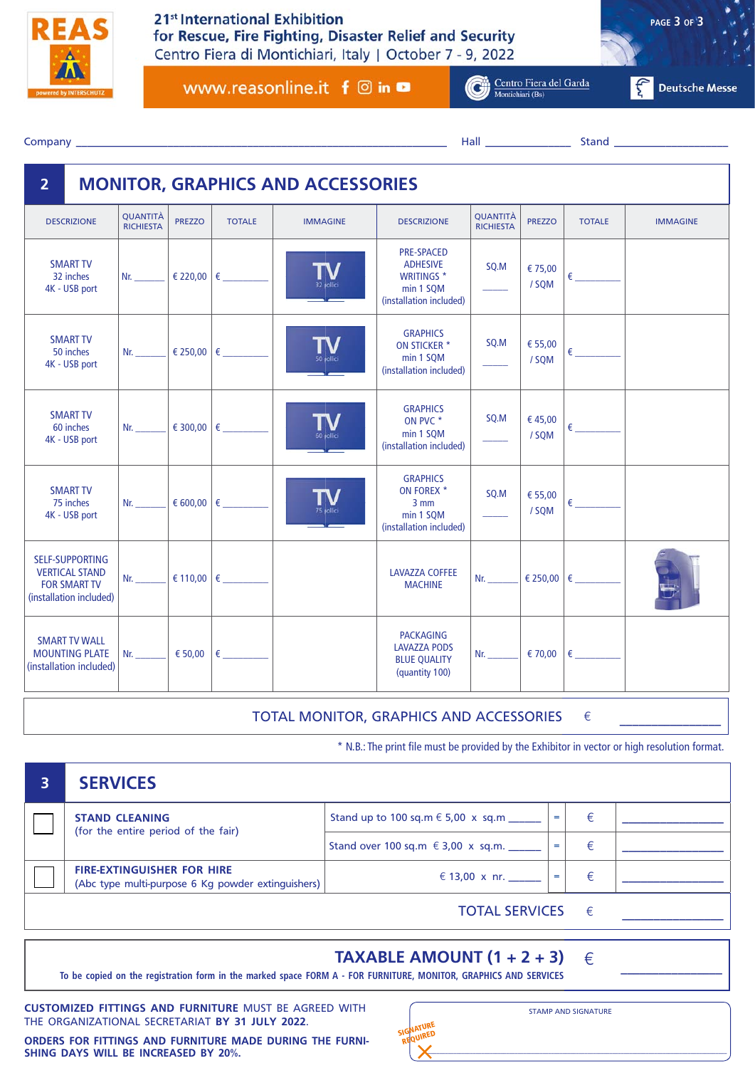21st International Exhibition for Rescue, Fire Fighting, Disaster Relief and Security
Centro Fiera di Montichiari, Italy | October 7 - 9, 2022

www.reasonline.it

Company ______________________________ Hall ______________ Stand ______________

## 2 MONITOR, GRAPHICS AND ACCESSORIES

| DESCRIZIONE | QUANTITÀ RICHIESTA | PREZZO | TOTALE | IMMAGINE | DESCRIZIONE | QUANTITÀ RICHIESTA | PREZZO | TOTALE | IMMAGINE |
|---|---|---|---|---|---|---|---|---|---|
| SMART TV 32 inches 4K - USB port | Nr. ______ | € 220,00 | € ________ | TV 32 pollici | PRE-SPACED ADHESIVE WRITINGS * min 1 SQM (installation included) | SQ.M ______ | € 75,00 / SQM | € ________ | |
| SMART TV 50 inches 4K - USB port | Nr. ______ | € 250,00 | € ________ | TV 50 pollici | GRAPHICS ON STICKER * min 1 SQM (installation included) | SQ.M ______ | € 55,00 / SQM | € ________ | |
| SMART TV 60 inches 4K - USB port | Nr. ______ | € 300,00 | € ________ | TV 60 pollici | GRAPHICS ON PVC * min 1 SQM (installation included) | SQ.M ______ | € 45,00 / SQM | € ________ | |
| SMART TV 75 inches 4K - USB port | Nr. ______ | € 600,00 | € ________ | TV 75 pollici | GRAPHICS ON FOREX * 3 mm min 1 SQM (installation included) | SQ.M ______ | € 55,00 / SQM | € ________ | |
| SELF-SUPPORTING VERTICAL STAND FOR SMART TV (installation included) | Nr. ______ | € 110,00 | € ________ | | LAVAZZA COFFEE MACHINE | Nr. ______ | € 250,00 | € ________ | |
| SMART TV WALL MOUNTING PLATE (installation included) | Nr. ______ | € 50,00 | € ________ | | PACKAGING LAVAZZA PODS BLUE QUALITY (quantity 100) | Nr. ______ | € 70,00 | € ________ | |

TOTAL MONITOR, GRAPHICS AND ACCESSORIES € ______________

\* N.B.: The print file must be provided by the Exhibitor in vector or high resolution format.

## 3 SERVICES

| | | | | | |
|---|---|---|---|---|---|
| ☐ | **STAND CLEANING** (for the entire period of the fair) | Stand up to 100 sq.m € 5,00 x sq.m ______ | = | € | ______________ |
| | | Stand over 100 sq.m € 3,00 x sq.m. ______ | = | € | ______________ |
| ☐ | **FIRE-EXTINGUISHER FOR HIRE** (Abc type multi-purpose 6 Kg powder extinguishers) | € 13,00 x nr. ______ | = | € | ______________ |

TOTAL SERVICES € ______________

**TAXABLE AMOUNT (1 + 2 + 3)** € ______________

To be copied on the registration form in the marked space FORM A - FOR FURNITURE, MONITOR, GRAPHICS AND SERVICES

**CUSTOMIZED FITTINGS AND FURNITURE** MUST BE AGREED WITH THE ORGANIZATIONAL SECRETARIAT **BY 31 JULY 2022**.

**ORDERS FOR FITTINGS AND FURNITURE MADE DURING THE FURNISHING DAYS WILL BE INCREASED BY 20%.**

STAMP AND SIGNATURE

SIGNATURE REQUIRED ✕